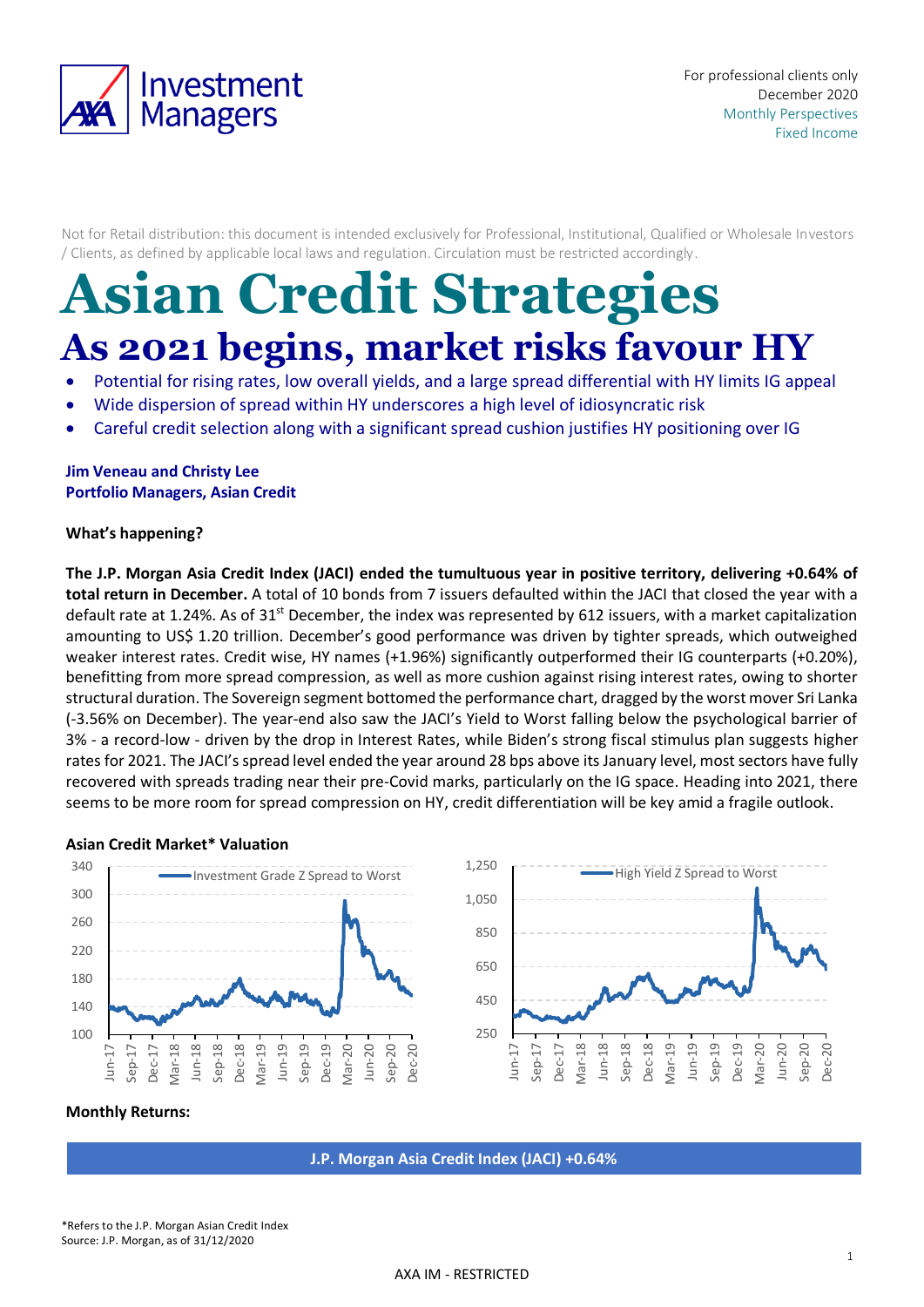For professional clients only
December 2020
Monthly Perspectives
Fixed Income

Not for Retail distribution: this document is intended exclusively for Professional, Institutional, Qualified or Wholesale Investors / Clients, as defined by applicable local laws and regulation. Circulation must be restricted accordingly.

# Asian Credit Strategies

## As 2021 begins, market risks favour HY

- Potential for rising rates, low overall yields, and a large spread differential with HY limits IG appeal
- Wide dispersion of spread within HY underscores a high level of idiosyncratic risk
- Careful credit selection along with a significant spread cushion justifies HY positioning over IG

**Jim Veneau and Christy Lee**
**Portfolio Managers, Asian Credit**

**What's happening?**

**The J.P. Morgan Asia Credit Index (JACI) ended the tumultuous year in positive territory, delivering +0.64% of total return in December.** A total of 10 bonds from 7 issuers defaulted within the JACI that closed the year with a default rate at 1.24%. As of 31st December, the index was represented by 612 issuers, with a market capitalization amounting to US$ 1.20 trillion. December's good performance was driven by tighter spreads, which outweighed weaker interest rates. Credit wise, HY names (+1.96%) significantly outperformed their IG counterparts (+0.20%), benefitting from more spread compression, as well as more cushion against rising interest rates, owing to shorter structural duration. The Sovereign segment bottomed the performance chart, dragged by the worst mover Sri Lanka (-3.56% on December). The year-end also saw the JACI's Yield to Worst falling below the psychological barrier of 3% - a record-low - driven by the drop in Interest Rates, while Biden's strong fiscal stimulus plan suggests higher rates for 2021. The JACI's spread level ended the year around 28 bps above its January level, most sectors have fully recovered with spreads trading near their pre-Covid marks, particularly on the IG space. Heading into 2021, there seems to be more room for spread compression on HY, credit differentiation will be key amid a fragile outlook.

**Asian Credit Market\* Valuation**

Investment Grade Z Spread to Worst

High Yield Z Spread to Worst

**Monthly Returns:**

**J.P. Morgan Asia Credit Index (JACI) +0.64%**

\*Refers to the J.P. Morgan Asian Credit Index
Source: J.P. Morgan, as of 31/12/2020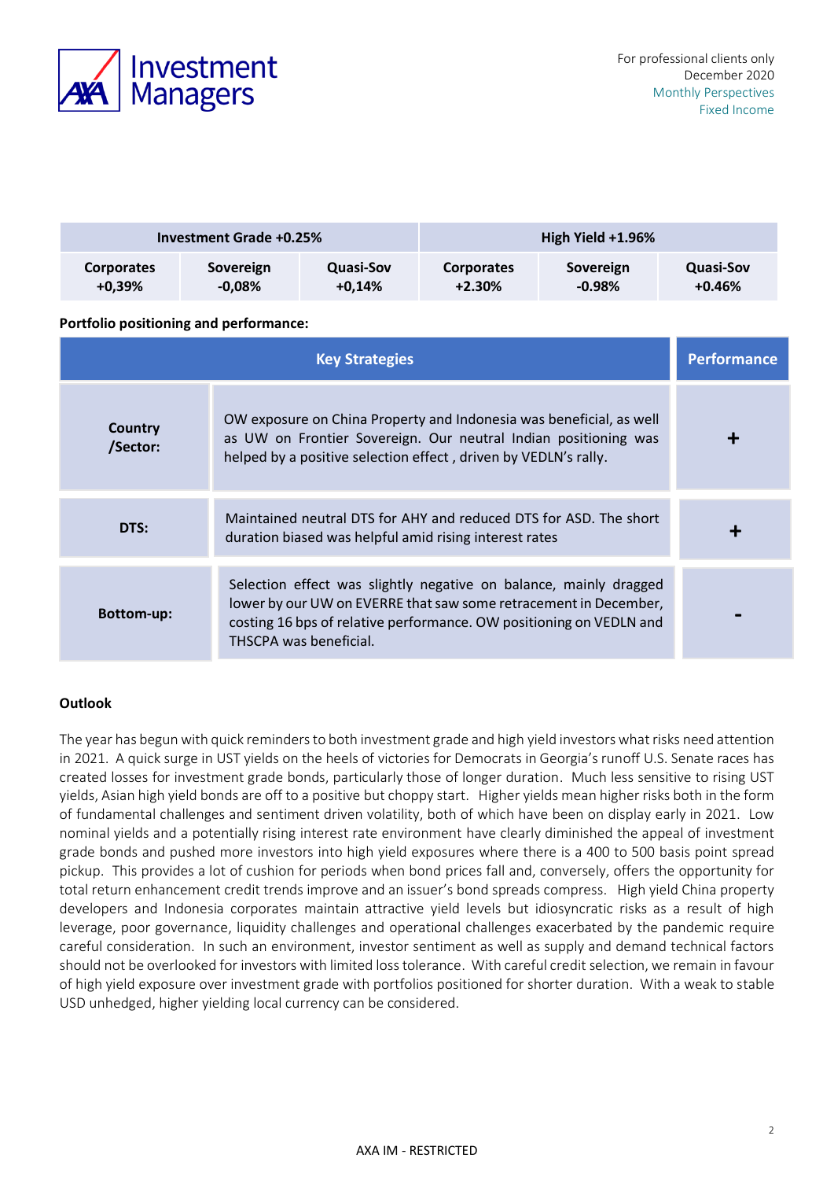| Investment Grade +0.25% | | | High Yield +1.96% | | |
|---|---|---|---|---|---|
| Corporates +0,39% | Sovereign -0,08% | Quasi-Sov +0,14% | Corporates +2.30% | Sovereign -0.98% | Quasi-Sov +0.46% |

**Portfolio positioning and performance:**

| Key Strategies | | Performance |
|---|---|---|
| **Country /Sector:** | OW exposure on China Property and Indonesia was beneficial, as well as UW on Frontier Sovereign. Our neutral Indian positioning was helped by a positive selection effect , driven by VEDLN's rally. | + |
| **DTS:** | Maintained neutral DTS for AHY and reduced DTS for ASD. The short duration biased was helpful amid rising interest rates | + |
| **Bottom-up:** | Selection effect was slightly negative on balance, mainly dragged lower by our UW on EVERRE that saw some retracement in December, costing 16 bps of relative performance. OW positioning on VEDLN and THSCPA was beneficial. | - |

**Outlook**

The year has begun with quick reminders to both investment grade and high yield investors what risks need attention in 2021. A quick surge in UST yields on the heels of victories for Democrats in Georgia's runoff U.S. Senate races has created losses for investment grade bonds, particularly those of longer duration. Much less sensitive to rising UST yields, Asian high yield bonds are off to a positive but choppy start. Higher yields mean higher risks both in the form of fundamental challenges and sentiment driven volatility, both of which have been on display early in 2021. Low nominal yields and a potentially rising interest rate environment have clearly diminished the appeal of investment grade bonds and pushed more investors into high yield exposures where there is a 400 to 500 basis point spread pickup. This provides a lot of cushion for periods when bond prices fall and, conversely, offers the opportunity for total return enhancement credit trends improve and an issuer's bond spreads compress. High yield China property developers and Indonesia corporates maintain attractive yield levels but idiosyncratic risks as a result of high leverage, poor governance, liquidity challenges and operational challenges exacerbated by the pandemic require careful consideration. In such an environment, investor sentiment as well as supply and demand technical factors should not be overlooked for investors with limited loss tolerance. With careful credit selection, we remain in favour of high yield exposure over investment grade with portfolios positioned for shorter duration. With a weak to stable USD unhedged, higher yielding local currency can be considered.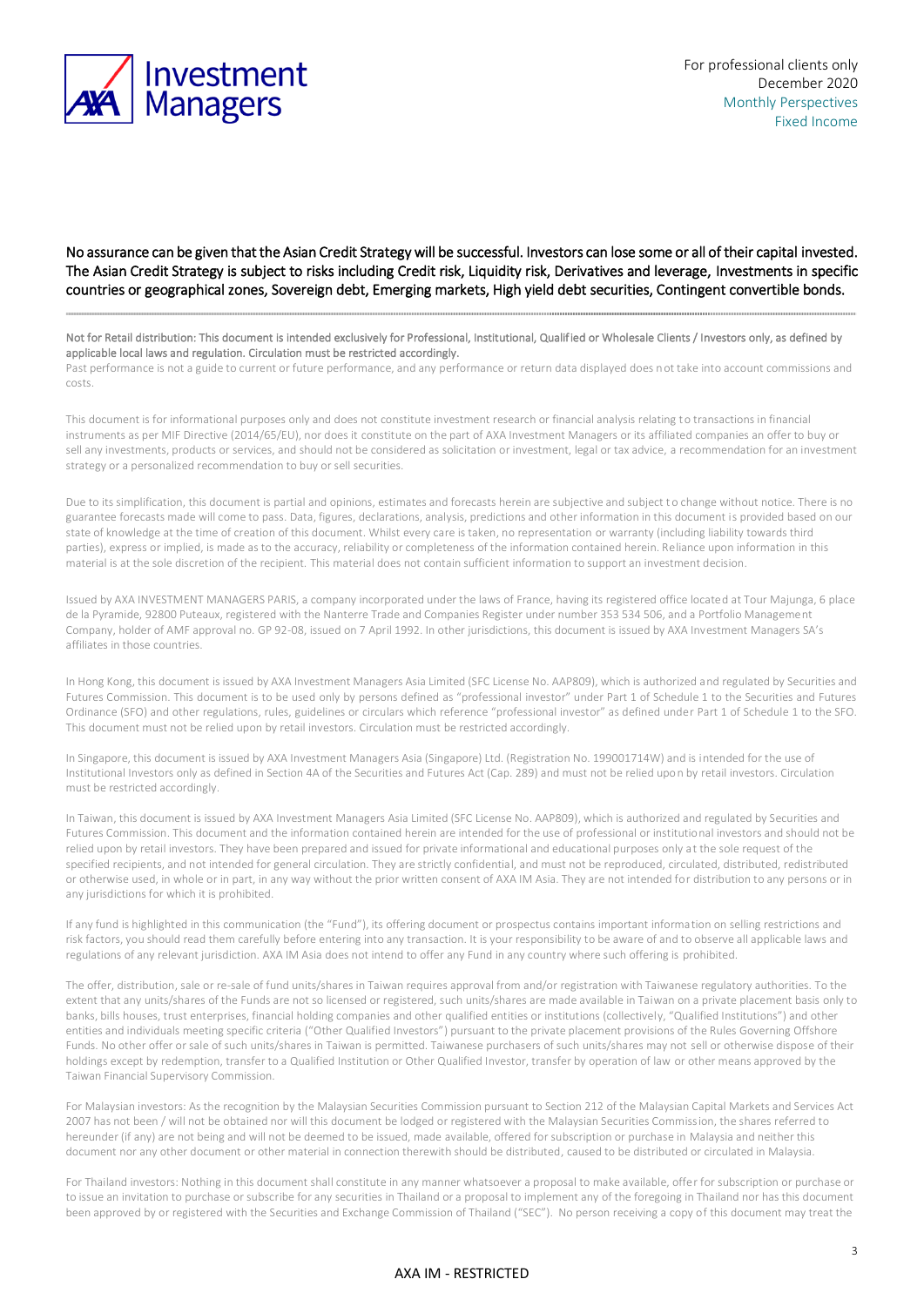For professional clients only
December 2020
Monthly Perspectives
Fixed Income

**No assurance can be given that the Asian Credit Strategy will be successful. Investors can lose some or all of their capital invested. The Asian Credit Strategy is subject to risks including Credit risk, Liquidity risk, Derivatives and leverage, Investments in specific countries or geographical zones, Sovereign debt, Emerging markets, High yield debt securities, Contingent convertible bonds.**

---

Not for Retail distribution: This document is intended exclusively for Professional, Institutional, Qualified or Wholesale Clients / Investors only, as defined by applicable local laws and regulation. Circulation must be restricted accordingly.

Past performance is not a guide to current or future performance, and any performance or return data displayed does not take into account commissions and costs.

This document is for informational purposes only and does not constitute investment research or financial analysis relating to transactions in financial instruments as per MIF Directive (2014/65/EU), nor does it constitute on the part of AXA Investment Managers or its affiliated companies an offer to buy or sell any investments, products or services, and should not be considered as solicitation or investment, legal or tax advice, a recommendation for an investment strategy or a personalized recommendation to buy or sell securities.

Due to its simplification, this document is partial and opinions, estimates and forecasts herein are subjective and subject to change without notice. There is no guarantee forecasts made will come to pass. Data, figures, declarations, analysis, predictions and other information in this document is provided based on our state of knowledge at the time of creation of this document. Whilst every care is taken, no representation or warranty (including liability towards third parties), express or implied, is made as to the accuracy, reliability or completeness of the information contained herein. Reliance upon information in this material is at the sole discretion of the recipient. This material does not contain sufficient information to support an investment decision.

Issued by AXA INVESTMENT MANAGERS PARIS, a company incorporated under the laws of France, having its registered office located at Tour Majunga, 6 place de la Pyramide, 92800 Puteaux, registered with the Nanterre Trade and Companies Register under number 353 534 506, and a Portfolio Management Company, holder of AMF approval no. GP 92-08, issued on 7 April 1992. In other jurisdictions, this document is issued by AXA Investment Managers SA's affiliates in those countries.

In Hong Kong, this document is issued by AXA Investment Managers Asia Limited (SFC License No. AAP809), which is authorized and regulated by Securities and Futures Commission. This document is to be used only by persons defined as "professional investor" under Part 1 of Schedule 1 to the Securities and Futures Ordinance (SFO) and other regulations, rules, guidelines or circulars which reference "professional investor" as defined under Part 1 of Schedule 1 to the SFO. This document must not be relied upon by retail investors. Circulation must be restricted accordingly.

In Singapore, this document is issued by AXA Investment Managers Asia (Singapore) Ltd. (Registration No. 199001714W) and is intended for the use of Institutional Investors only as defined in Section 4A of the Securities and Futures Act (Cap. 289) and must not be relied upon by retail investors. Circulation must be restricted accordingly.

In Taiwan, this document is issued by AXA Investment Managers Asia Limited (SFC License No. AAP809), which is authorized and regulated by Securities and Futures Commission. This document and the information contained herein are intended for the use of professional or institutional investors and should not be relied upon by retail investors. They have been prepared and issued for private informational and educational purposes only at the sole request of the specified recipients, and not intended for general circulation. They are strictly confidential, and must not be reproduced, circulated, distributed, redistributed or otherwise used, in whole or in part, in any way without the prior written consent of AXA IM Asia. They are not intended for distribution to any persons or in any jurisdictions for which it is prohibited.

If any fund is highlighted in this communication (the "Fund"), its offering document or prospectus contains important information on selling restrictions and risk factors, you should read them carefully before entering into any transaction. It is your responsibility to be aware of and to observe all applicable laws and regulations of any relevant jurisdiction. AXA IM Asia does not intend to offer any Fund in any country where such offering is prohibited.

The offer, distribution, sale or re-sale of fund units/shares in Taiwan requires approval from and/or registration with Taiwanese regulatory authorities. To the extent that any units/shares of the Funds are not so licensed or registered, such units/shares are made available in Taiwan on a private placement basis only to banks, bills houses, trust enterprises, financial holding companies and other qualified entities or institutions (collectively, "Qualified Institutions") and other entities and individuals meeting specific criteria ("Other Qualified Investors") pursuant to the private placement provisions of the Rules Governing Offshore Funds. No other offer or sale of such units/shares in Taiwan is permitted. Taiwanese purchasers of such units/shares may not sell or otherwise dispose of their holdings except by redemption, transfer to a Qualified Institution or Other Qualified Investor, transfer by operation of law or other means approved by the Taiwan Financial Supervisory Commission.

For Malaysian investors: As the recognition by the Malaysian Securities Commission pursuant to Section 212 of the Malaysian Capital Markets and Services Act 2007 has not been / will not be obtained nor will this document be lodged or registered with the Malaysian Securities Commission, the shares referred to hereunder (if any) are not being and will not be deemed to be issued, made available, offered for subscription or purchase in Malaysia and neither this document nor any other document or other material in connection therewith should be distributed, caused to be distributed or circulated in Malaysia.

For Thailand investors: Nothing in this document shall constitute in any manner whatsoever a proposal to make available, offer for subscription or purchase or to issue an invitation to purchase or subscribe for any securities in Thailand or a proposal to implement any of the foregoing in Thailand nor has this document been approved by or registered with the Securities and Exchange Commission of Thailand ("SEC"). No person receiving a copy of this document may treat the

AXA IM - RESTRICTED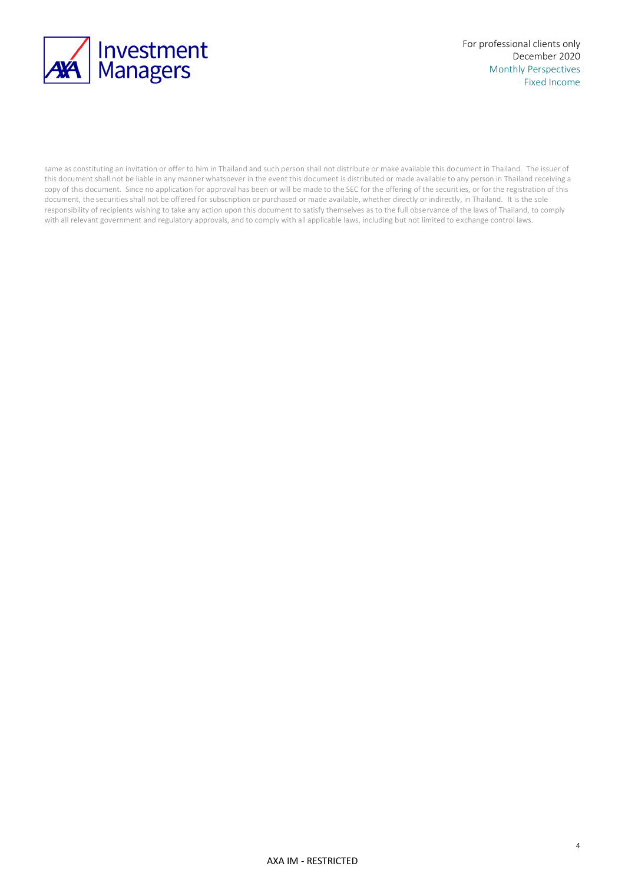same as constituting an invitation or offer to him in Thailand and such person shall not distribute or make available this document in Thailand. The issuer of this document shall not be liable in any manner whatsoever in the event this document is distributed or made available to any person in Thailand receiving a copy of this document. Since no application for approval has been or will be made to the SEC for the offering of the securities, or for the registration of this document, the securities shall not be offered for subscription or purchased or made available, whether directly or indirectly, in Thailand. It is the sole responsibility of recipients wishing to take any action upon this document to satisfy themselves as to the full observance of the laws of Thailand, to comply with all relevant government and regulatory approvals, and to comply with all applicable laws, including but not limited to exchange control laws.